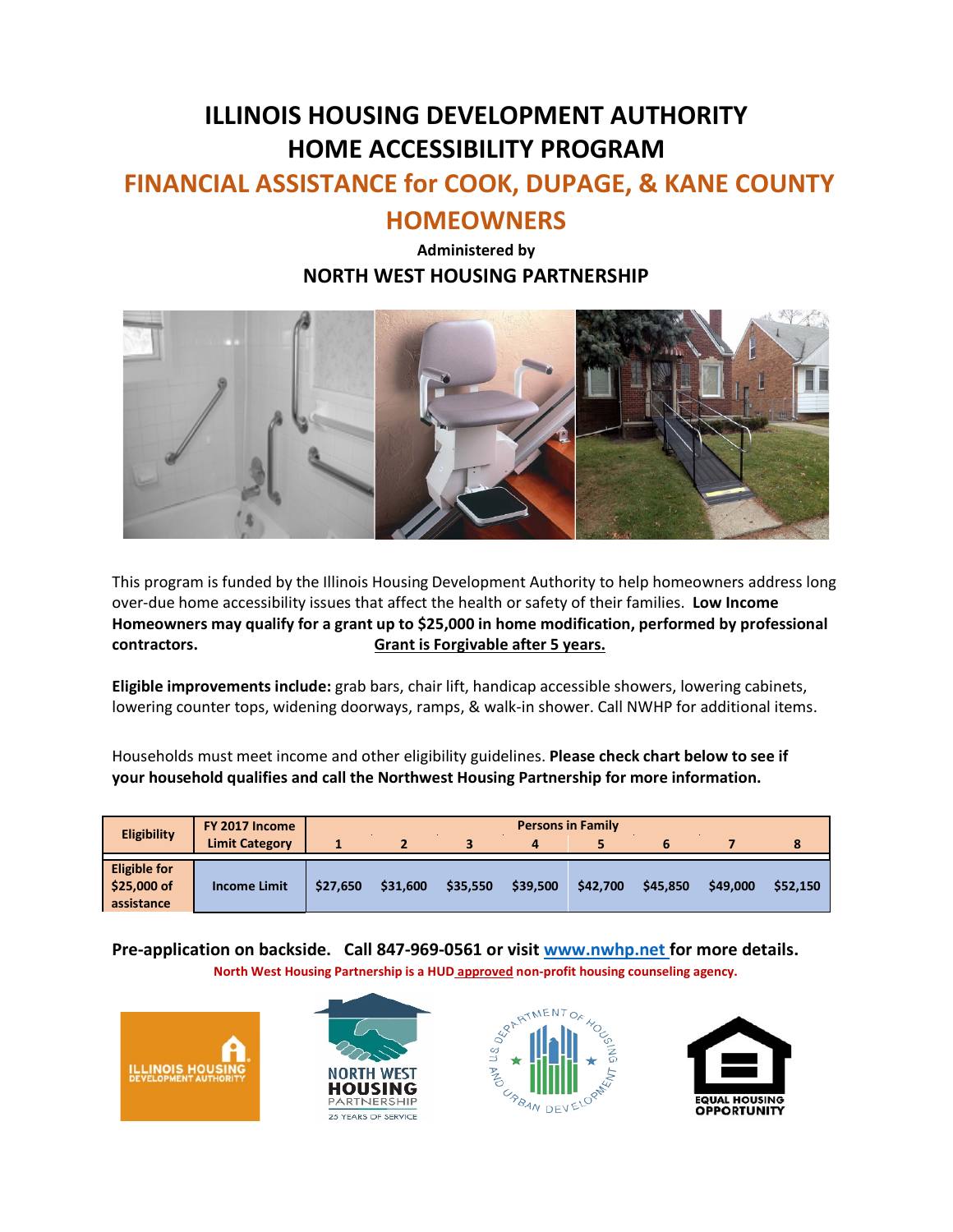# ILLINOIS HOUSING DEVELOPMENT AUTHORITY
# HOME ACCESSIBILITY PROGRAM

## FINANCIAL ASSISTANCE for COOK, DUPAGE, & KANE COUNTY HOMEOWNERS

**Administered by**

**NORTH WEST HOUSING PARTNERSHIP**

This program is funded by the Illinois Housing Development Authority to help homeowners address long over-due home accessibility issues that affect the health or safety of their families. **Low Income Homeowners may qualify for a grant up to $25,000 in home modification, performed by professional contractors.** **Grant is Forgivable after 5 years.**

**Eligible improvements include:** grab bars, chair lift, handicap accessible showers, lowering cabinets, lowering counter tops, widening doorways, ramps, & walk-in shower. Call NWHP for additional items.

Households must meet income and other eligibility guidelines. **Please check chart below to see if your household qualifies and call the Northwest Housing Partnership for more information.**

| Eligibility | FY 2017 Income Limit Category | Persons in Family | | | | | | | |
|---|---|---|---|---|---|---|---|---|---|
| | | 1 | 2 | 3 | 4 | 5 | 6 | 7 | 8 |
| Eligible for $25,000 of assistance | Income Limit | $27,650 | $31,600 | $35,550 | $39,500 | $42,700 | $45,850 | $49,000 | $52,150 |

**Pre-application on backside. Call 847-969-0561 or visit www.nwhp.net for more details.**

North West Housing Partnership is a HUD approved non-profit housing counseling agency.

ILLINOIS HOUSING DEVELOPMENT AUTHORITY

NORTH WEST HOUSING PARTNERSHIP 25 YEARS OF SERVICE

U.S. DEPARTMENT OF HOUSING AND URBAN DEVELOPMENT

EQUAL HOUSING OPPORTUNITY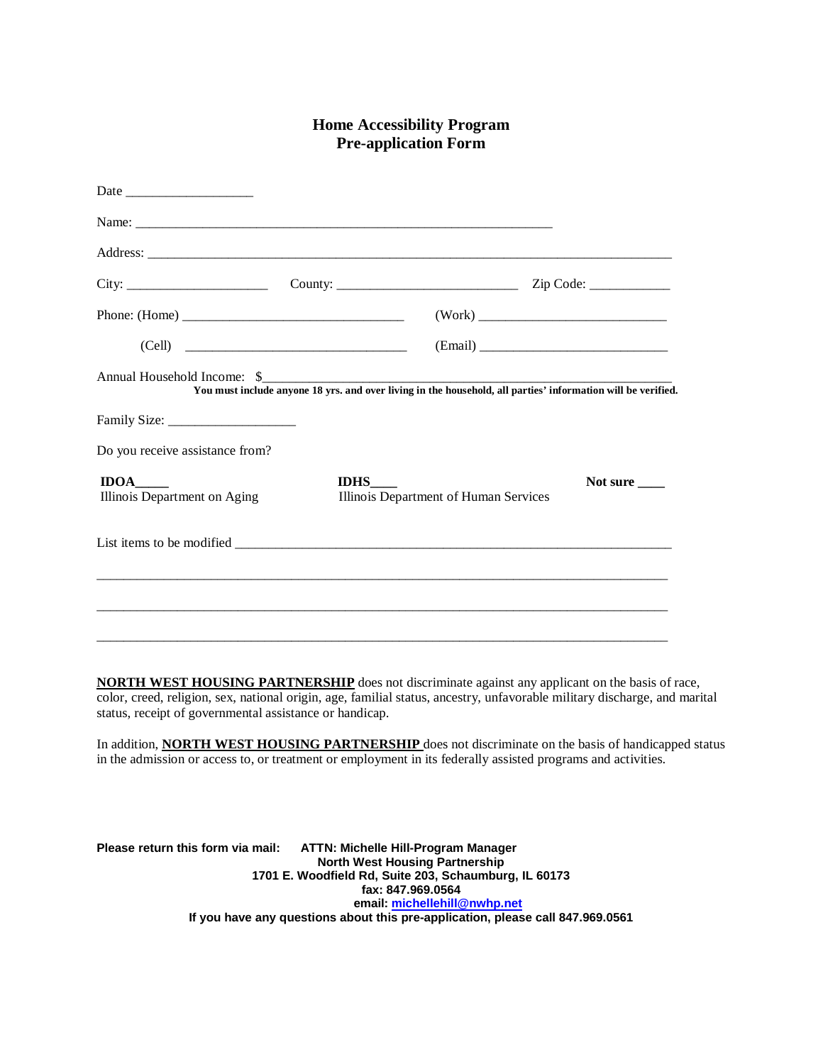# Home Accessibility Program
## Pre-application Form

Date ___________________

Name: ________________________________________________________________

Address: ______________________________________________________________________________

City: _____________________ County: ___________________________ Zip Code: ____________

Phone: (Home) _________________________________ (Work) ____________________________

(Cell) _________________________________ (Email) ____________________________

Annual Household Income: $________________________________________________________________

**You must include anyone 18 yrs. and over living in the household, all parties' information will be verified.**

Family Size: ___________________

Do you receive assistance from?

**IDOA_____** Illinois Department on Aging

**IDHS____** Illinois Department of Human Services

**Not sure ____**

List items to be modified ____________________________________________________________________

_______________________________________________________________________________________

_______________________________________________________________________________________

_______________________________________________________________________________________

**NORTH WEST HOUSING PARTNERSHIP** does not discriminate against any applicant on the basis of race, color, creed, religion, sex, national origin, age, familial status, ancestry, unfavorable military discharge, and marital status, receipt of governmental assistance or handicap.

In addition, **NORTH WEST HOUSING PARTNERSHIP** does not discriminate on the basis of handicapped status in the admission or access to, or treatment or employment in its federally assisted programs and activities.

**Please return this form via mail: ATTN: Michelle Hill-Program Manager**
**North West Housing Partnership**
**1701 E. Woodfield Rd, Suite 203, Schaumburg, IL 60173**
**fax: 847.969.0564**
**email: michellehill@nwhp.net**
**If you have any questions about this pre-application, please call 847.969.0561**